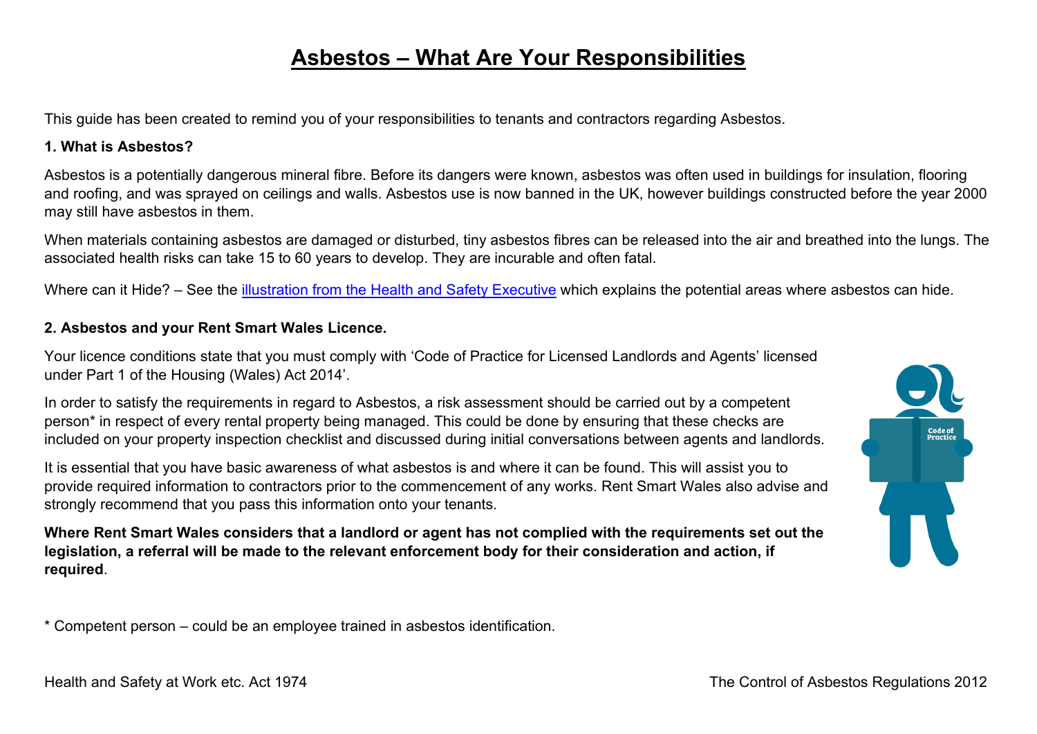# Asbestos – What Are Your Responsibilities

This guide has been created to remind you of your responsibilities to tenants and contractors regarding Asbestos.

**1. What is Asbestos?**

Asbestos is a potentially dangerous mineral fibre. Before its dangers were known, asbestos was often used in buildings for insulation, flooring and roofing, and was sprayed on ceilings and walls. Asbestos use is now banned in the UK, however buildings constructed before the year 2000 may still have asbestos in them.

When materials containing asbestos are damaged or disturbed, tiny asbestos fibres can be released into the air and breathed into the lungs. The associated health risks can take 15 to 60 years to develop. They are incurable and often fatal.

Where can it Hide? – See the illustration from the Health and Safety Executive which explains the potential areas where asbestos can hide.

**2. Asbestos and your Rent Smart Wales Licence.**

Your licence conditions state that you must comply with 'Code of Practice for Licensed Landlords and Agents' licensed under Part 1 of the Housing (Wales) Act 2014'.

In order to satisfy the requirements in regard to Asbestos, a risk assessment should be carried out by a competent person* in respect of every rental property being managed. This could be done by ensuring that these checks are included on your property inspection checklist and discussed during initial conversations between agents and landlords.

It is essential that you have basic awareness of what asbestos is and where it can be found. This will assist you to provide required information to contractors prior to the commencement of any works. Rent Smart Wales also advise and strongly recommend that you pass this information onto your tenants.

**Where Rent Smart Wales considers that a landlord or agent has not complied with the requirements set out the legislation, a referral will be made to the relevant enforcement body for their consideration and action, if required**.

* Competent person – could be an employee trained in asbestos identification.

Health and Safety at Work etc. Act 1974

The Control of Asbestos Regulations 2012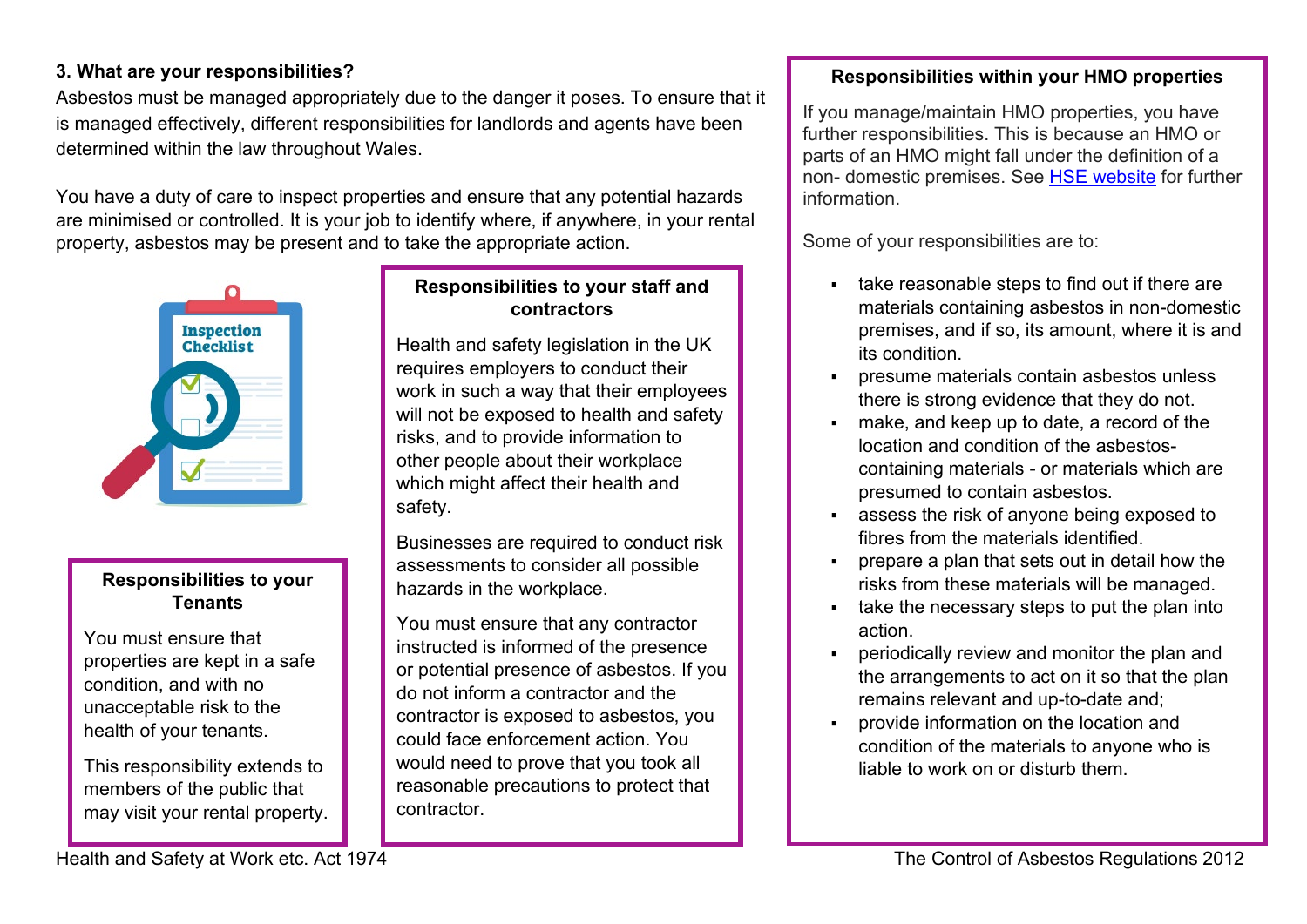## 3. What are your responsibilities?

Asbestos must be managed appropriately due to the danger it poses. To ensure that it is managed effectively, different responsibilities for landlords and agents have been determined within the law throughout Wales.

You have a duty of care to inspect properties and ensure that any potential hazards are minimised or controlled. It is your job to identify where, if anywhere, in your rental property, asbestos may be present and to take the appropriate action.

### Responsibilities to your Tenants

You must ensure that properties are kept in a safe condition, and with no unacceptable risk to the health of your tenants.

This responsibility extends to members of the public that may visit your rental property.

Health and Safety at Work etc. Act 1974

### Responsibilities to your staff and contractors

Health and safety legislation in the UK requires employers to conduct their work in such a way that their employees will not be exposed to health and safety risks, and to provide information to other people about their workplace which might affect their health and safety.

Businesses are required to conduct risk assessments to consider all possible hazards in the workplace.

You must ensure that any contractor instructed is informed of the presence or potential presence of asbestos. If you do not inform a contractor and the contractor is exposed to asbestos, you could face enforcement action. You would need to prove that you took all reasonable precautions to protect that contractor.

### Responsibilities within your HMO properties

If you manage/maintain HMO properties, you have further responsibilities. This is because an HMO or parts of an HMO might fall under the definition of a non- domestic premises. See [HSE website] for further information.

Some of your responsibilities are to:

- take reasonable steps to find out if there are materials containing asbestos in non-domestic premises, and if so, its amount, where it is and its condition.
- presume materials contain asbestos unless there is strong evidence that they do not.
- make, and keep up to date, a record of the location and condition of the asbestos-containing materials - or materials which are presumed to contain asbestos.
- assess the risk of anyone being exposed to fibres from the materials identified.
- prepare a plan that sets out in detail how the risks from these materials will be managed.
- take the necessary steps to put the plan into action.
- periodically review and monitor the plan and the arrangements to act on it so that the plan remains relevant and up-to-date and;
- provide information on the location and condition of the materials to anyone who is liable to work on or disturb them.

The Control of Asbestos Regulations 2012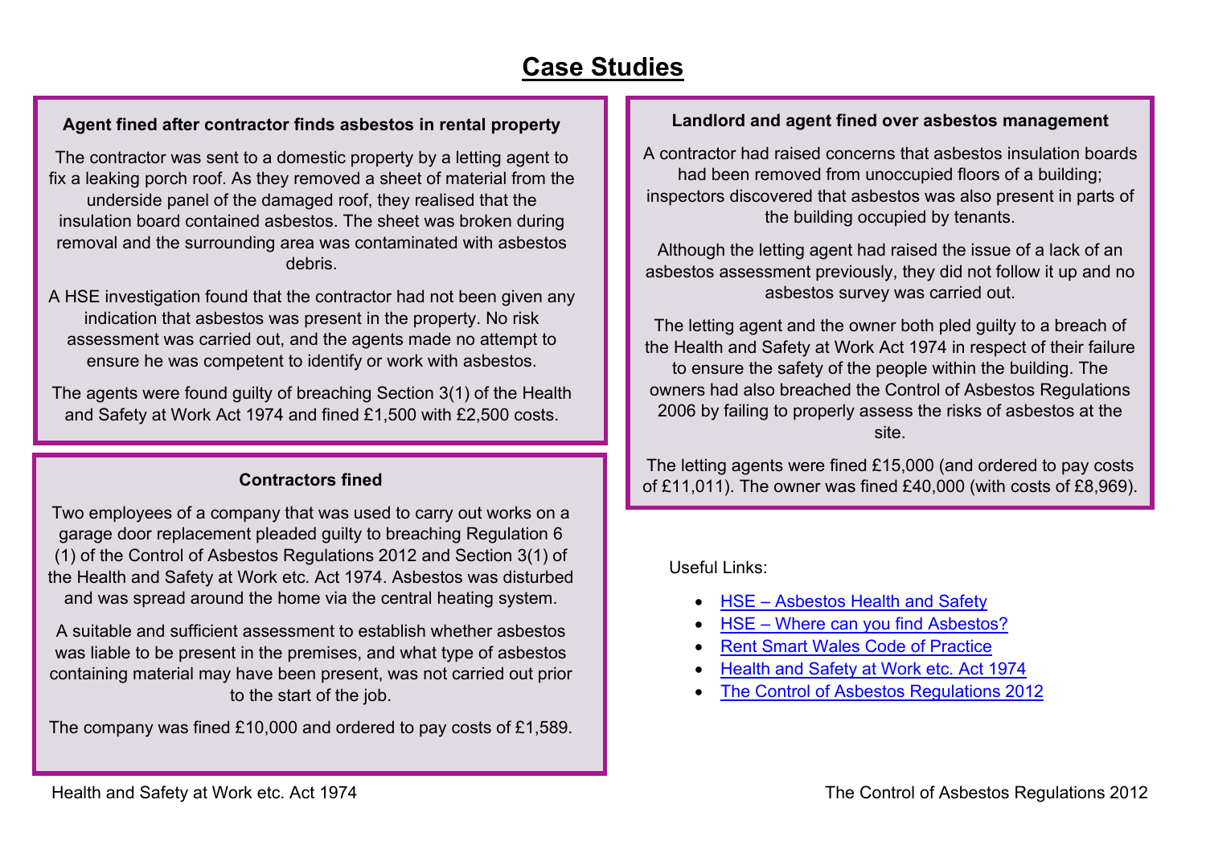# Case Studies

### Agent fined after contractor finds asbestos in rental property

The contractor was sent to a domestic property by a letting agent to fix a leaking porch roof. As they removed a sheet of material from the underside panel of the damaged roof, they realised that the insulation board contained asbestos. The sheet was broken during removal and the surrounding area was contaminated with asbestos debris.

A HSE investigation found that the contractor had not been given any indication that asbestos was present in the property. No risk assessment was carried out, and the agents made no attempt to ensure he was competent to identify or work with asbestos.

The agents were found guilty of breaching Section 3(1) of the Health and Safety at Work Act 1974 and fined £1,500 with £2,500 costs.

### Contractors fined

Two employees of a company that was used to carry out works on a garage door replacement pleaded guilty to breaching Regulation 6 (1) of the Control of Asbestos Regulations 2012 and Section 3(1) of the Health and Safety at Work etc. Act 1974. Asbestos was disturbed and was spread around the home via the central heating system.

A suitable and sufficient assessment to establish whether asbestos was liable to be present in the premises, and what type of asbestos containing material may have been present, was not carried out prior to the start of the job.

The company was fined £10,000 and ordered to pay costs of £1,589.

### Landlord and agent fined over asbestos management

A contractor had raised concerns that asbestos insulation boards had been removed from unoccupied floors of a building; inspectors discovered that asbestos was also present in parts of the building occupied by tenants.

Although the letting agent had raised the issue of a lack of an asbestos assessment previously, they did not follow it up and no asbestos survey was carried out.

The letting agent and the owner both pled guilty to a breach of the Health and Safety at Work Act 1974 in respect of their failure to ensure the safety of the people within the building. The owners had also breached the Control of Asbestos Regulations 2006 by failing to properly assess the risks of asbestos at the site.

The letting agents were fined £15,000 (and ordered to pay costs of £11,011). The owner was fined £40,000 (with costs of £8,969).

Useful Links:

- HSE – Asbestos Health and Safety
- HSE – Where can you find Asbestos?
- Rent Smart Wales Code of Practice
- Health and Safety at Work etc. Act 1974
- The Control of Asbestos Regulations 2012

Health and Safety at Work etc. Act 1974

The Control of Asbestos Regulations 2012